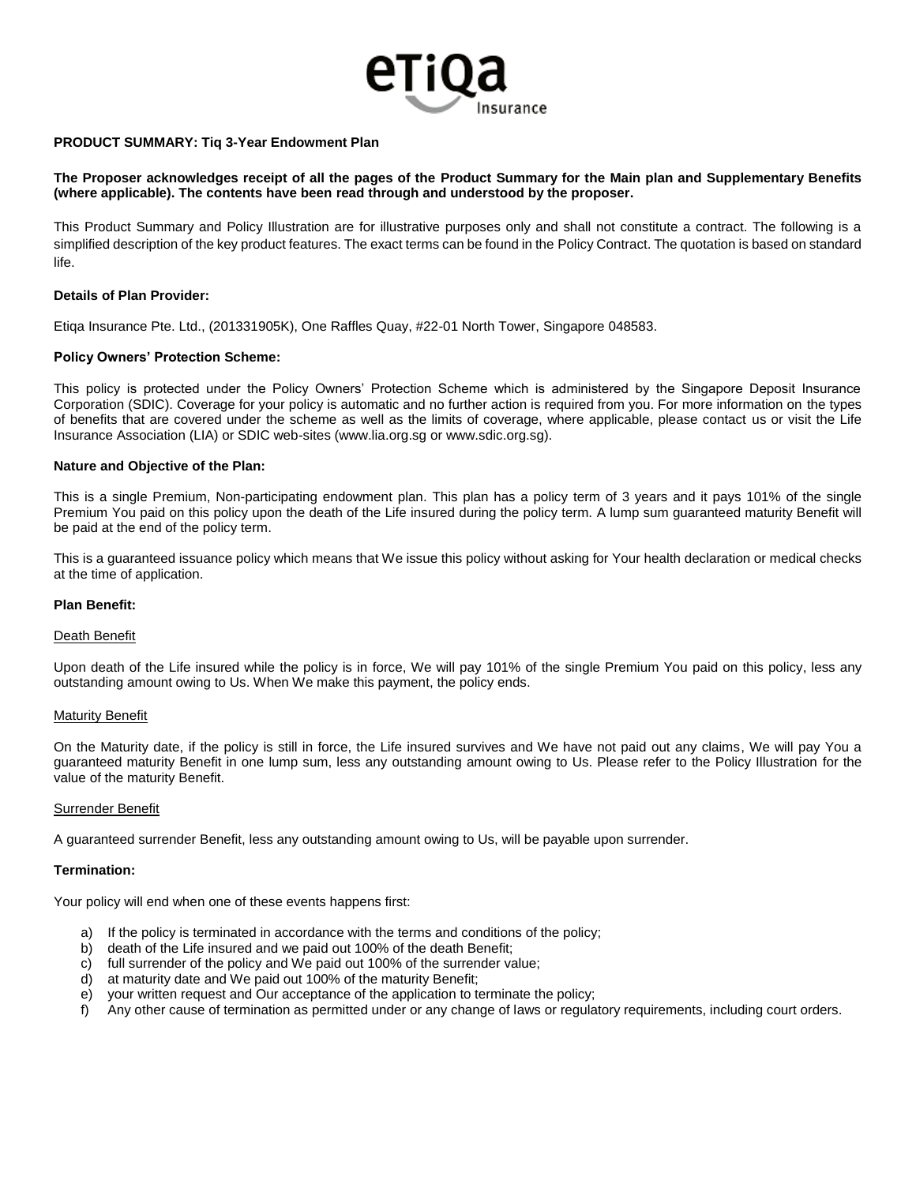# PRODUCT SUMMARY: Tiq 3-Year Endowment Plan

**The Proposer acknowledges receipt of all the pages of the Product Summary for the Main plan and Supplementary Benefits (where applicable). The contents have been read through and understood by the proposer.**

This Product Summary and Policy Illustration are for illustrative purposes only and shall not constitute a contract. The following is a simplified description of the key product features. The exact terms can be found in the Policy Contract. The quotation is based on standard life.

**Details of Plan Provider:**

Etiqa Insurance Pte. Ltd., (201331905K), One Raffles Quay, #22-01 North Tower, Singapore 048583.

**Policy Owners' Protection Scheme:**

This policy is protected under the Policy Owners' Protection Scheme which is administered by the Singapore Deposit Insurance Corporation (SDIC). Coverage for your policy is automatic and no further action is required from you. For more information on the types of benefits that are covered under the scheme as well as the limits of coverage, where applicable, please contact us or visit the Life Insurance Association (LIA) or SDIC web-sites (www.lia.org.sg or www.sdic.org.sg).

**Nature and Objective of the Plan:**

This is a single Premium, Non-participating endowment plan. This plan has a policy term of 3 years and it pays 101% of the single Premium You paid on this policy upon the death of the Life insured during the policy term. A lump sum guaranteed maturity Benefit will be paid at the end of the policy term.

This is a guaranteed issuance policy which means that We issue this policy without asking for Your health declaration or medical checks at the time of application.

**Plan Benefit:**

Death Benefit

Upon death of the Life insured while the policy is in force, We will pay 101% of the single Premium You paid on this policy, less any outstanding amount owing to Us. When We make this payment, the policy ends.

Maturity Benefit

On the Maturity date, if the policy is still in force, the Life insured survives and We have not paid out any claims, We will pay You a guaranteed maturity Benefit in one lump sum, less any outstanding amount owing to Us. Please refer to the Policy Illustration for the value of the maturity Benefit.

Surrender Benefit

A guaranteed surrender Benefit, less any outstanding amount owing to Us, will be payable upon surrender.

**Termination:**

Your policy will end when one of these events happens first:

a) If the policy is terminated in accordance with the terms and conditions of the policy;
b) death of the Life insured and we paid out 100% of the death Benefit;
c) full surrender of the policy and We paid out 100% of the surrender value;
d) at maturity date and We paid out 100% of the maturity Benefit;
e) your written request and Our acceptance of the application to terminate the policy;
f) Any other cause of termination as permitted under or any change of laws or regulatory requirements, including court orders.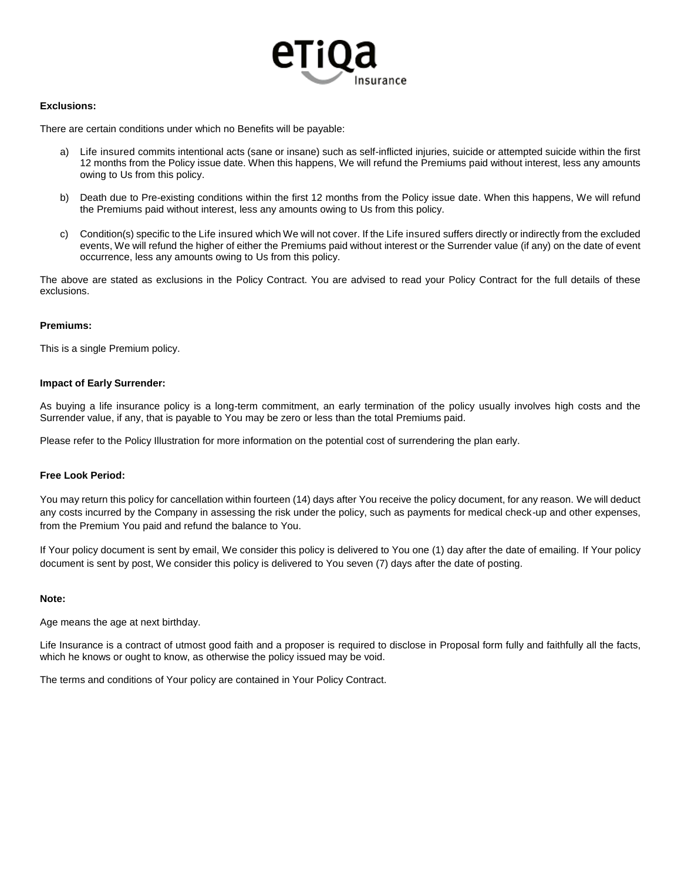**Exclusions:**

There are certain conditions under which no Benefits will be payable:

a) Life insured commits intentional acts (sane or insane) such as self-inflicted injuries, suicide or attempted suicide within the first 12 months from the Policy issue date. When this happens, We will refund the Premiums paid without interest, less any amounts owing to Us from this policy.

b) Death due to Pre-existing conditions within the first 12 months from the Policy issue date. When this happens, We will refund the Premiums paid without interest, less any amounts owing to Us from this policy.

c) Condition(s) specific to the Life insured which We will not cover. If the Life insured suffers directly or indirectly from the excluded events, We will refund the higher of either the Premiums paid without interest or the Surrender value (if any) on the date of event occurrence, less any amounts owing to Us from this policy.

The above are stated as exclusions in the Policy Contract. You are advised to read your Policy Contract for the full details of these exclusions.

**Premiums:**

This is a single Premium policy.

**Impact of Early Surrender:**

As buying a life insurance policy is a long-term commitment, an early termination of the policy usually involves high costs and the Surrender value, if any, that is payable to You may be zero or less than the total Premiums paid.

Please refer to the Policy Illustration for more information on the potential cost of surrendering the plan early.

**Free Look Period:**

You may return this policy for cancellation within fourteen (14) days after You receive the policy document, for any reason. We will deduct any costs incurred by the Company in assessing the risk under the policy, such as payments for medical check-up and other expenses, from the Premium You paid and refund the balance to You.

If Your policy document is sent by email, We consider this policy is delivered to You one (1) day after the date of emailing. If Your policy document is sent by post, We consider this policy is delivered to You seven (7) days after the date of posting.

**Note:**

Age means the age at next birthday.

Life Insurance is a contract of utmost good faith and a proposer is required to disclose in Proposal form fully and faithfully all the facts, which he knows or ought to know, as otherwise the policy issued may be void.

The terms and conditions of Your policy are contained in Your Policy Contract.